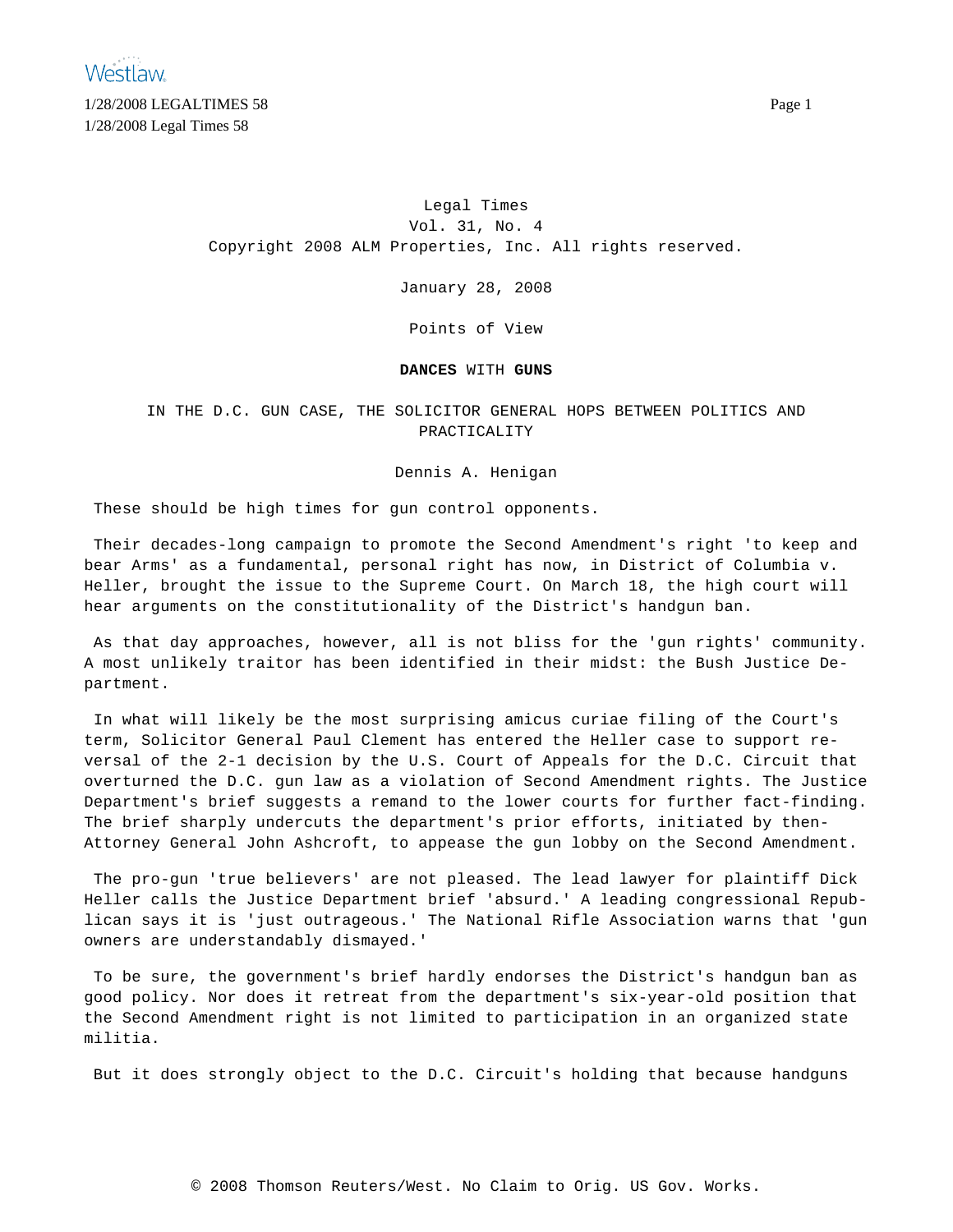Legal Times
Vol. 31, No. 4
Copyright 2008 ALM Properties, Inc. All rights reserved.

January 28, 2008

Points of View

# **DANCES** WITH **GUNS**

## IN THE D.C. GUN CASE, THE SOLICITOR GENERAL HOPS BETWEEN POLITICS AND PRACTICALITY

Dennis A. Henigan

These should be high times for gun control opponents.

Their decades-long campaign to promote the Second Amendment's right 'to keep and bear Arms' as a fundamental, personal right has now, in District of Columbia v. Heller, brought the issue to the Supreme Court. On March 18, the high court will hear arguments on the constitutionality of the District's handgun ban.

As that day approaches, however, all is not bliss for the 'gun rights' community. A most unlikely traitor has been identified in their midst: the Bush Justice Department.

In what will likely be the most surprising amicus curiae filing of the Court's term, Solicitor General Paul Clement has entered the Heller case to support reversal of the 2-1 decision by the U.S. Court of Appeals for the D.C. Circuit that overturned the D.C. gun law as a violation of Second Amendment rights. The Justice Department's brief suggests a remand to the lower courts for further fact-finding. The brief sharply undercuts the department's prior efforts, initiated by then-Attorney General John Ashcroft, to appease the gun lobby on the Second Amendment.

The pro-gun 'true believers' are not pleased. The lead lawyer for plaintiff Dick Heller calls the Justice Department brief 'absurd.' A leading congressional Republican says it is 'just outrageous.' The National Rifle Association warns that 'gun owners are understandably dismayed.'

To be sure, the government's brief hardly endorses the District's handgun ban as good policy. Nor does it retreat from the department's six-year-old position that the Second Amendment right is not limited to participation in an organized state militia.

But it does strongly object to the D.C. Circuit's holding that because handguns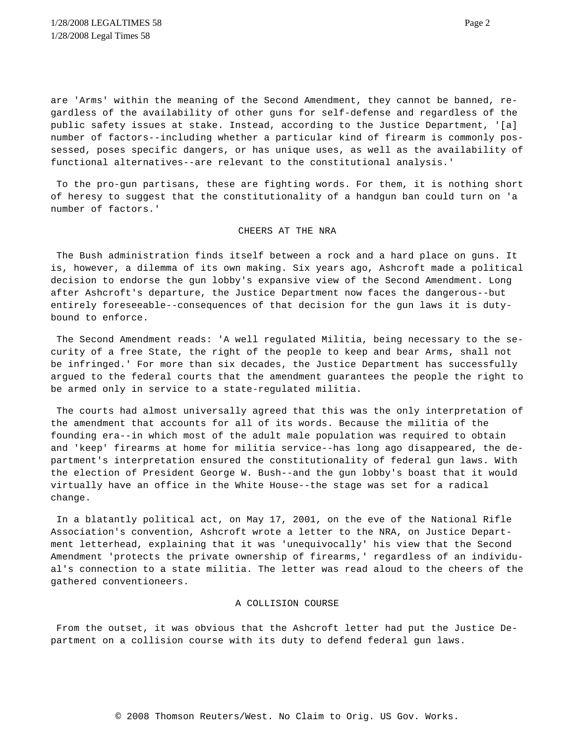are 'Arms' within the meaning of the Second Amendment, they cannot be banned, regardless of the availability of other guns for self-defense and regardless of the public safety issues at stake. Instead, according to the Justice Department, '[a] number of factors--including whether a particular kind of firearm is commonly possessed, poses specific dangers, or has unique uses, as well as the availability of functional alternatives--are relevant to the constitutional analysis.'

To the pro-gun partisans, these are fighting words. For them, it is nothing short of heresy to suggest that the constitutionality of a handgun ban could turn on 'a number of factors.'

## CHEERS AT THE NRA

The Bush administration finds itself between a rock and a hard place on guns. It is, however, a dilemma of its own making. Six years ago, Ashcroft made a political decision to endorse the gun lobby's expansive view of the Second Amendment. Long after Ashcroft's departure, the Justice Department now faces the dangerous--but entirely foreseeable--consequences of that decision for the gun laws it is duty-bound to enforce.

The Second Amendment reads: 'A well regulated Militia, being necessary to the security of a free State, the right of the people to keep and bear Arms, shall not be infringed.' For more than six decades, the Justice Department has successfully argued to the federal courts that the amendment guarantees the people the right to be armed only in service to a state-regulated militia.

The courts had almost universally agreed that this was the only interpretation of the amendment that accounts for all of its words. Because the militia of the founding era--in which most of the adult male population was required to obtain and 'keep' firearms at home for militia service--has long ago disappeared, the department's interpretation ensured the constitutionality of federal gun laws. With the election of President George W. Bush--and the gun lobby's boast that it would virtually have an office in the White House--the stage was set for a radical change.

In a blatantly political act, on May 17, 2001, on the eve of the National Rifle Association's convention, Ashcroft wrote a letter to the NRA, on Justice Department letterhead, explaining that it was 'unequivocally' his view that the Second Amendment 'protects the private ownership of firearms,' regardless of an individual's connection to a state militia. The letter was read aloud to the cheers of the gathered conventioneers.

## A COLLISION COURSE

From the outset, it was obvious that the Ashcroft letter had put the Justice Department on a collision course with its duty to defend federal gun laws.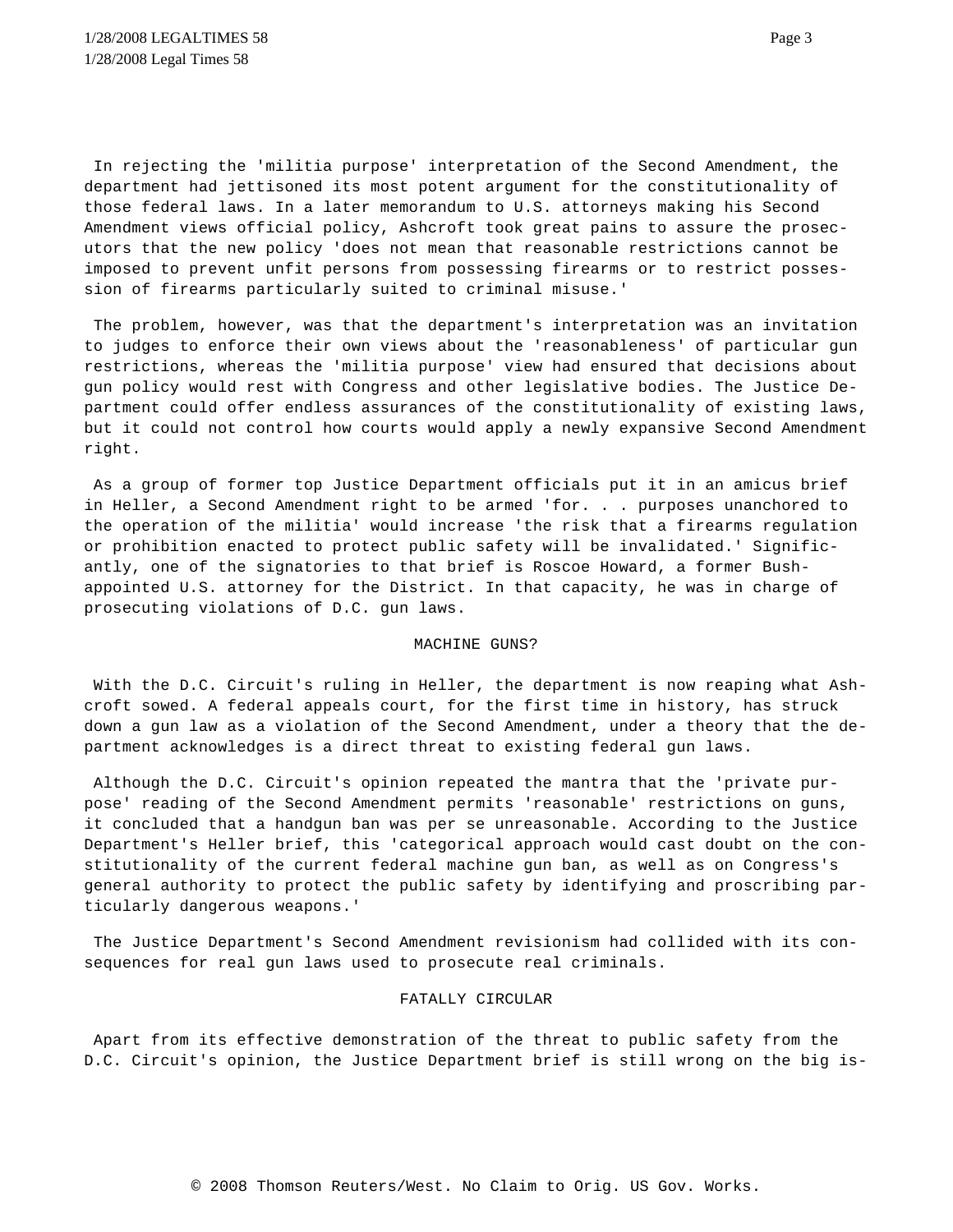In rejecting the 'militia purpose' interpretation of the Second Amendment, the department had jettisoned its most potent argument for the constitutionality of those federal laws. In a later memorandum to U.S. attorneys making his Second Amendment views official policy, Ashcroft took great pains to assure the prosecutors that the new policy 'does not mean that reasonable restrictions cannot be imposed to prevent unfit persons from possessing firearms or to restrict possession of firearms particularly suited to criminal misuse.'

The problem, however, was that the department's interpretation was an invitation to judges to enforce their own views about the 'reasonableness' of particular gun restrictions, whereas the 'militia purpose' view had ensured that decisions about gun policy would rest with Congress and other legislative bodies. The Justice Department could offer endless assurances of the constitutionality of existing laws, but it could not control how courts would apply a newly expansive Second Amendment right.

As a group of former top Justice Department officials put it in an amicus brief in Heller, a Second Amendment right to be armed 'for. . . purposes unanchored to the operation of the militia' would increase 'the risk that a firearms regulation or prohibition enacted to protect public safety will be invalidated.' Significantly, one of the signatories to that brief is Roscoe Howard, a former Bush-appointed U.S. attorney for the District. In that capacity, he was in charge of prosecuting violations of D.C. gun laws.

## MACHINE GUNS?

With the D.C. Circuit's ruling in Heller, the department is now reaping what Ashcroft sowed. A federal appeals court, for the first time in history, has struck down a gun law as a violation of the Second Amendment, under a theory that the department acknowledges is a direct threat to existing federal gun laws.

Although the D.C. Circuit's opinion repeated the mantra that the 'private purpose' reading of the Second Amendment permits 'reasonable' restrictions on guns, it concluded that a handgun ban was per se unreasonable. According to the Justice Department's Heller brief, this 'categorical approach would cast doubt on the constitutionality of the current federal machine gun ban, as well as on Congress's general authority to protect the public safety by identifying and proscribing particularly dangerous weapons.'

The Justice Department's Second Amendment revisionism had collided with its consequences for real gun laws used to prosecute real criminals.

## FATALLY CIRCULAR

Apart from its effective demonstration of the threat to public safety from the D.C. Circuit's opinion, the Justice Department brief is still wrong on the big is-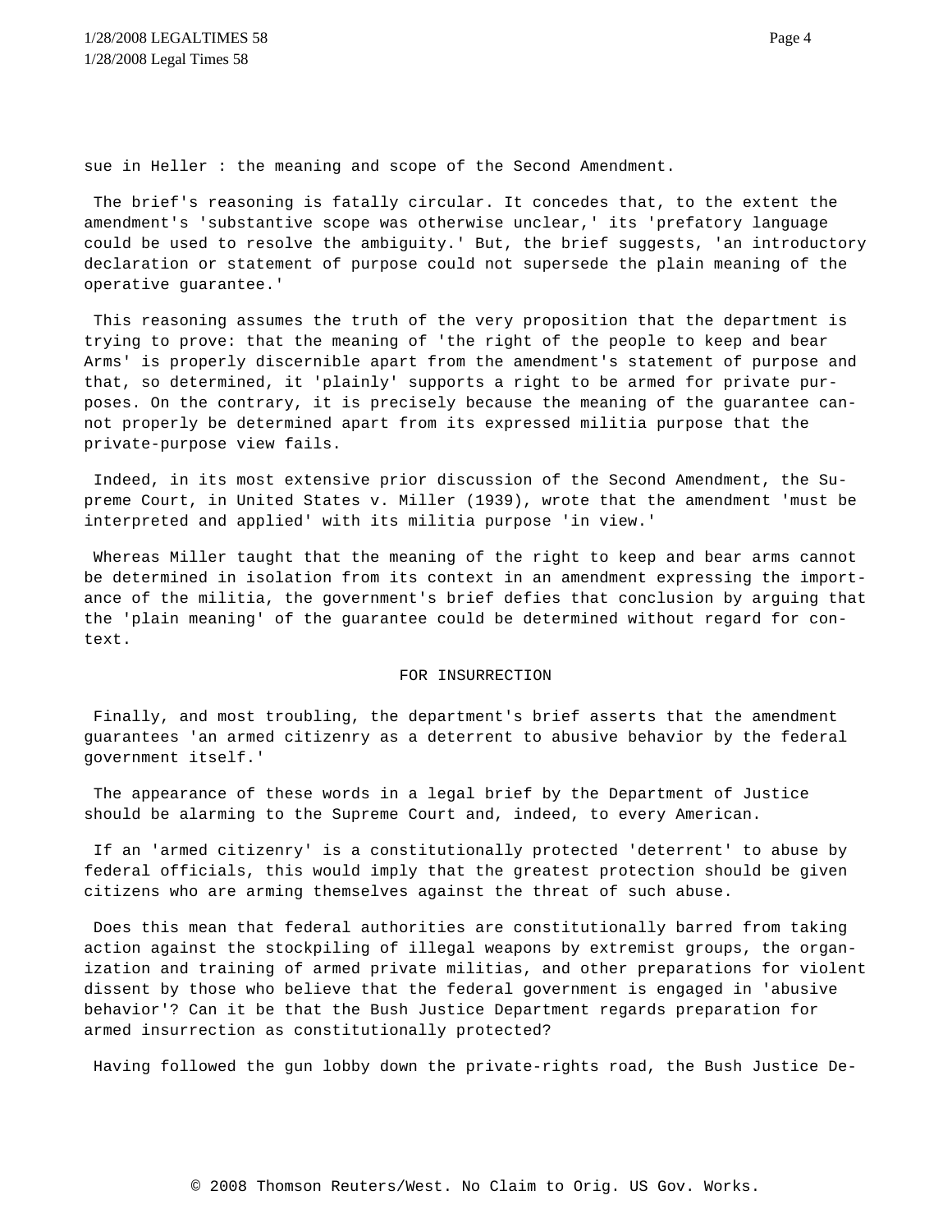sue in Heller : the meaning and scope of the Second Amendment.

The brief's reasoning is fatally circular. It concedes that, to the extent the amendment's 'substantive scope was otherwise unclear,' its 'prefatory language could be used to resolve the ambiguity.' But, the brief suggests, 'an introductory declaration or statement of purpose could not supersede the plain meaning of the operative guarantee.'

This reasoning assumes the truth of the very proposition that the department is trying to prove: that the meaning of 'the right of the people to keep and bear Arms' is properly discernible apart from the amendment's statement of purpose and that, so determined, it 'plainly' supports a right to be armed for private purposes. On the contrary, it is precisely because the meaning of the guarantee cannot properly be determined apart from its expressed militia purpose that the private-purpose view fails.

Indeed, in its most extensive prior discussion of the Second Amendment, the Supreme Court, in United States v. Miller (1939), wrote that the amendment 'must be interpreted and applied' with its militia purpose 'in view.'

Whereas Miller taught that the meaning of the right to keep and bear arms cannot be determined in isolation from its context in an amendment expressing the importance of the militia, the government's brief defies that conclusion by arguing that the 'plain meaning' of the guarantee could be determined without regard for context.

## FOR INSURRECTION

Finally, and most troubling, the department's brief asserts that the amendment guarantees 'an armed citizenry as a deterrent to abusive behavior by the federal government itself.'

The appearance of these words in a legal brief by the Department of Justice should be alarming to the Supreme Court and, indeed, to every American.

If an 'armed citizenry' is a constitutionally protected 'deterrent' to abuse by federal officials, this would imply that the greatest protection should be given citizens who are arming themselves against the threat of such abuse.

Does this mean that federal authorities are constitutionally barred from taking action against the stockpiling of illegal weapons by extremist groups, the organization and training of armed private militias, and other preparations for violent dissent by those who believe that the federal government is engaged in 'abusive behavior'? Can it be that the Bush Justice Department regards preparation for armed insurrection as constitutionally protected?

Having followed the gun lobby down the private-rights road, the Bush Justice De-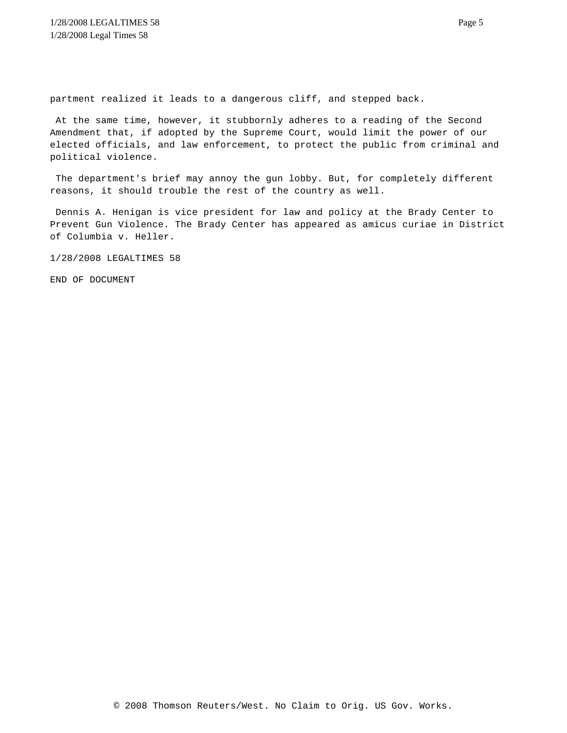partment realized it leads to a dangerous cliff, and stepped back.

At the same time, however, it stubbornly adheres to a reading of the Second Amendment that, if adopted by the Supreme Court, would limit the power of our elected officials, and law enforcement, to protect the public from criminal and political violence.

The department's brief may annoy the gun lobby. But, for completely different reasons, it should trouble the rest of the country as well.

Dennis A. Henigan is vice president for law and policy at the Brady Center to Prevent Gun Violence. The Brady Center has appeared as amicus curiae in District of Columbia v. Heller.

1/28/2008 LEGALTIMES 58

END OF DOCUMENT